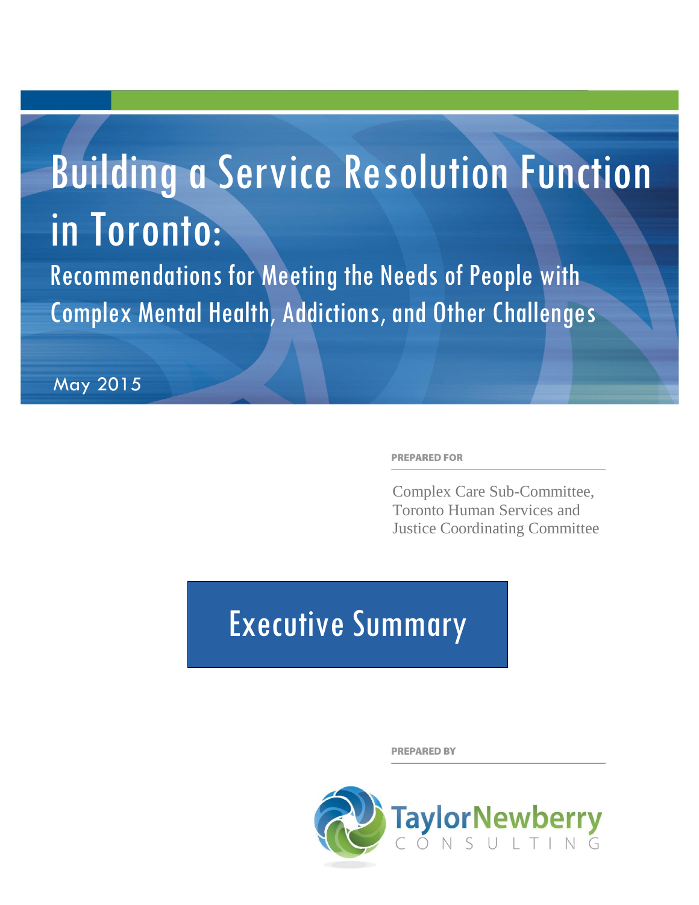# Building a Service Resolution Function in Toronto:

## Recommendations for Meeting the Needs of People with Complex Mental Health, Addictions, and Other Challenges

May 2015

**PREPARED FOR**

Complex Care Sub-Committee, Toronto Human Services and Justice Coordinating Committee

# Executive Summary

**PREPARED BY**

TaylorNewberry CONSULTING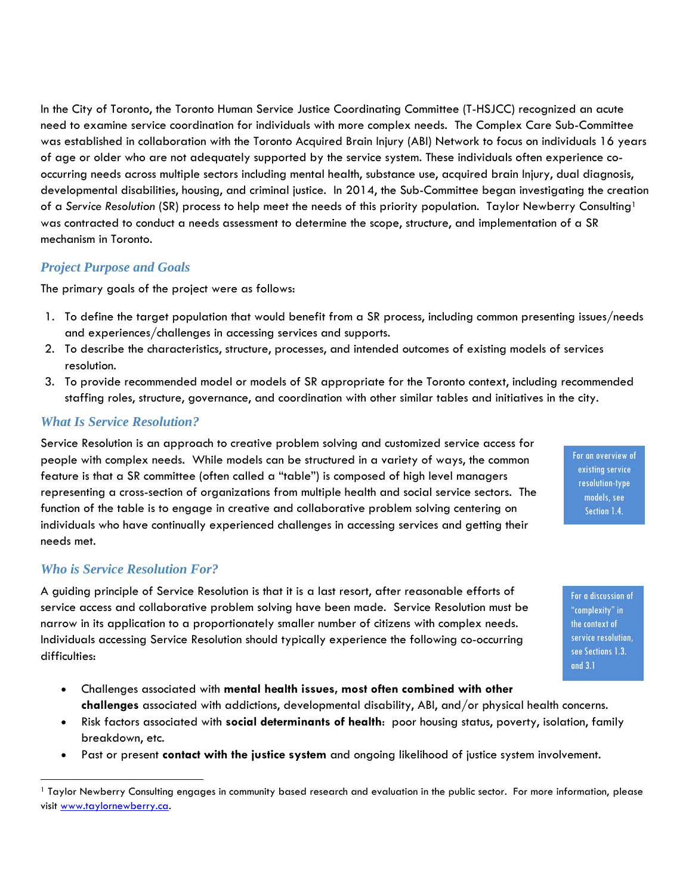In the City of Toronto, the Toronto Human Service Justice Coordinating Committee (T-HSJCC) recognized an acute need to examine service coordination for individuals with more complex needs. The Complex Care Sub-Committee was established in collaboration with the Toronto Acquired Brain Injury (ABI) Network to focus on individuals 16 years of age or older who are not adequately supported by the service system. These individuals often experience co-occurring needs across multiple sectors including mental health, substance use, acquired brain Injury, dual diagnosis, developmental disabilities, housing, and criminal justice. In 2014, the Sub-Committee began investigating the creation of a *Service Resolution* (SR) process to help meet the needs of this priority population. Taylor Newberry Consulting[1] was contracted to conduct a needs assessment to determine the scope, structure, and implementation of a SR mechanism in Toronto.

## Project Purpose and Goals

The primary goals of the project were as follows:

1. To define the target population that would benefit from a SR process, including common presenting issues/needs and experiences/challenges in accessing services and supports.
2. To describe the characteristics, structure, processes, and intended outcomes of existing models of services resolution.
3. To provide recommended model or models of SR appropriate for the Toronto context, including recommended staffing roles, structure, governance, and coordination with other similar tables and initiatives in the city.

## What Is Service Resolution?

Service Resolution is an approach to creative problem solving and customized service access for people with complex needs. While models can be structured in a variety of ways, the common feature is that a SR committee (often called a "table") is composed of high level managers representing a cross-section of organizations from multiple health and social service sectors. The function of the table is to engage in creative and collaborative problem solving centering on individuals who have continually experienced challenges in accessing services and getting their needs met.

> For an overview of existing service resolution-type models, see Section 1.4.

## Who is Service Resolution For?

A guiding principle of Service Resolution is that it is a last resort, after reasonable efforts of service access and collaborative problem solving have been made. Service Resolution must be narrow in its application to a proportionately smaller number of citizens with complex needs. Individuals accessing Service Resolution should typically experience the following co-occurring difficulties:

> For a discussion of "complexity" in the context of service resolution, see Sections 1.3. and 3.1

- Challenges associated with **mental health issues, most often combined with other challenges** associated with addictions, developmental disability, ABI, and/or physical health concerns.
- Risk factors associated with **social determinants of health**: poor housing status, poverty, isolation, family breakdown, etc.
- Past or present **contact with the justice system** and ongoing likelihood of justice system involvement.

---

[1] Taylor Newberry Consulting engages in community based research and evaluation in the public sector. For more information, please visit www.taylornewberry.ca.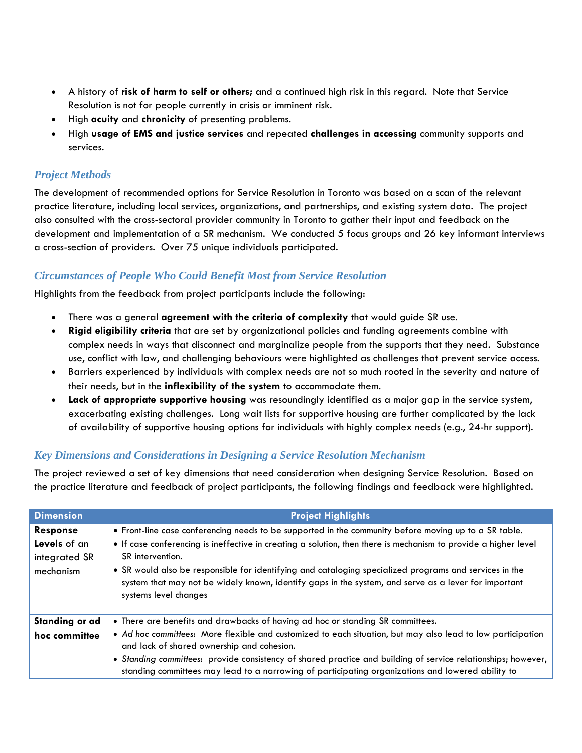- A history of **risk of harm to self or others**; and a continued high risk in this regard. Note that Service Resolution is not for people currently in crisis or imminent risk.
- High **acuity** and **chronicity** of presenting problems.
- High **usage of EMS and justice services** and repeated **challenges in accessing** community supports and services.

### *Project Methods*

The development of recommended options for Service Resolution in Toronto was based on a scan of the relevant practice literature, including local services, organizations, and partnerships, and existing system data. The project also consulted with the cross-sectoral provider community in Toronto to gather their input and feedback on the development and implementation of a SR mechanism. We conducted 5 focus groups and 26 key informant interviews a cross-section of providers. Over 75 unique individuals participated.

### *Circumstances of People Who Could Benefit Most from Service Resolution*

Highlights from the feedback from project participants include the following:

- There was a general **agreement with the criteria of complexity** that would guide SR use.
- **Rigid eligibility criteria** that are set by organizational policies and funding agreements combine with complex needs in ways that disconnect and marginalize people from the supports that they need. Substance use, conflict with law, and challenging behaviours were highlighted as challenges that prevent service access.
- Barriers experienced by individuals with complex needs are not so much rooted in the severity and nature of their needs, but in the **inflexibility of the system** to accommodate them.
- **Lack of appropriate supportive housing** was resoundingly identified as a major gap in the service system, exacerbating existing challenges. Long wait lists for supportive housing are further complicated by the lack of availability of supportive housing options for individuals with highly complex needs (e.g., 24-hr support).

### *Key Dimensions and Considerations in Designing a Service Resolution Mechanism*

The project reviewed a set of key dimensions that need consideration when designing Service Resolution. Based on the practice literature and feedback of project participants, the following findings and feedback were highlighted.

| Dimension | Project Highlights |
|---|---|
| **Response Levels** of an integrated SR mechanism | • Front-line case conferencing needs to be supported in the community before moving up to a SR table.<br>• If case conferencing is ineffective in creating a solution, then there is mechanism to provide a higher level SR intervention.<br>• SR would also be responsible for identifying and cataloging specialized programs and services in the system that may not be widely known, identify gaps in the system, and serve as a lever for important systems level changes |
| **Standing or ad hoc committee** | • There are benefits and drawbacks of having ad hoc or standing SR committees.<br>• *Ad hoc committees*: More flexible and customized to each situation, but may also lead to low participation and lack of shared ownership and cohesion.<br>• *Standing committees*: provide consistency of shared practice and building of service relationships; however, standing committees may lead to a narrowing of participating organizations and lowered ability to |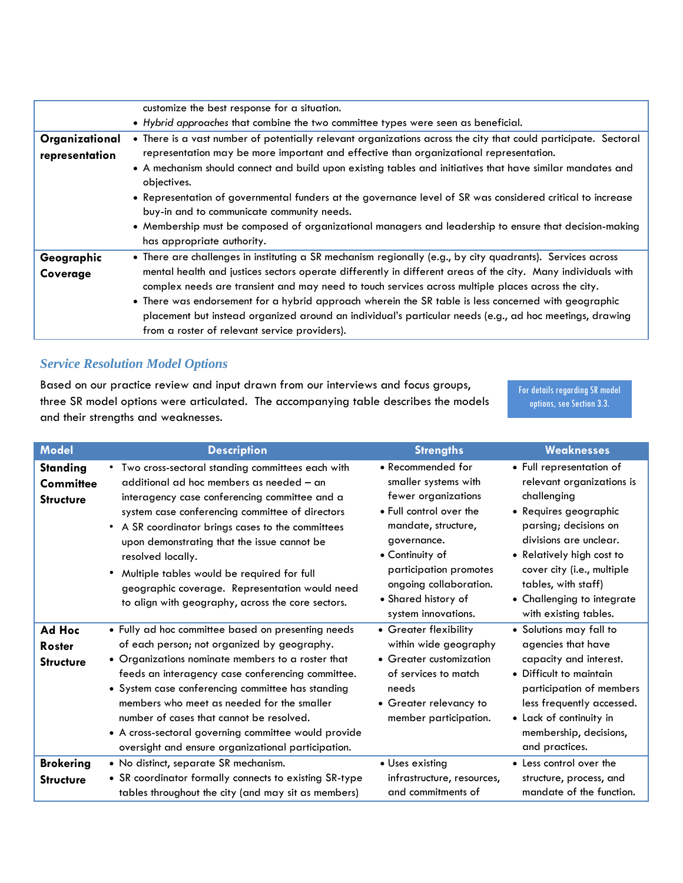| | |
|---|---|
| | customize the best response for a situation. • *Hybrid approaches* that combine the two committee types were seen as beneficial. |
| **Organizational representation** | • There is a vast number of potentially relevant organizations across the city that could participate. Sectoral representation may be more important and effective than organizational representation. • A mechanism should connect and build upon existing tables and initiatives that have similar mandates and objectives. • Representation of governmental funders at the governance level of SR was considered critical to increase buy-in and to communicate community needs. • Membership must be composed of organizational managers and leadership to ensure that decision-making has appropriate authority. |
| **Geographic Coverage** | • There are challenges in instituting a SR mechanism regionally (e.g., by city quadrants). Services across mental health and justices sectors operate differently in different areas of the city. Many individuals with complex needs are transient and may need to touch services across multiple places across the city. • There was endorsement for a hybrid approach wherein the SR table is less concerned with geographic placement but instead organized around an individual's particular needs (e.g., ad hoc meetings, drawing from a roster of relevant service providers). |

## *Service Resolution Model Options*

Based on our practice review and input drawn from our interviews and focus groups, three SR model options were articulated. The accompanying table describes the models and their strengths and weaknesses.

For details regarding SR model options, see Section 3.3.

| Model | Description | Strengths | Weaknesses |
|---|---|---|---|
| **Standing Committee Structure** | • Two cross-sectoral standing committees each with additional ad hoc members as needed – an interagency case conferencing committee and a system case conferencing committee of directors • A SR coordinator brings cases to the committees upon demonstrating that the issue cannot be resolved locally. • Multiple tables would be required for full geographic coverage. Representation would need to align with geography, across the core sectors. | • Recommended for smaller systems with fewer organizations • Full control over the mandate, structure, governance. • Continuity of participation promotes ongoing collaboration. • Shared history of system innovations. | • Full representation of relevant organizations is challenging • Requires geographic parsing; decisions on divisions are unclear. • Relatively high cost to cover city (i.e., multiple tables, with staff) • Challenging to integrate with existing tables. |
| **Ad Hoc Roster Structure** | • Fully ad hoc committee based on presenting needs of each person; not organized by geography. • Organizations nominate members to a roster that feeds an interagency case conferencing committee. • System case conferencing committee has standing members who meet as needed for the smaller number of cases that cannot be resolved. • A cross-sectoral governing committee would provide oversight and ensure organizational participation. | • Greater flexibility within wide geography • Greater customization of services to match needs • Greater relevancy to member participation. | • Solutions may fall to agencies that have capacity and interest. • Difficult to maintain participation of members less frequently accessed. • Lack of continuity in membership, decisions, and practices. |
| **Brokering Structure** | • No distinct, separate SR mechanism. • SR coordinator formally connects to existing SR-type tables throughout the city (and may sit as members) | • Uses existing infrastructure, resources, and commitments of | • Less control over the structure, process, and mandate of the function. |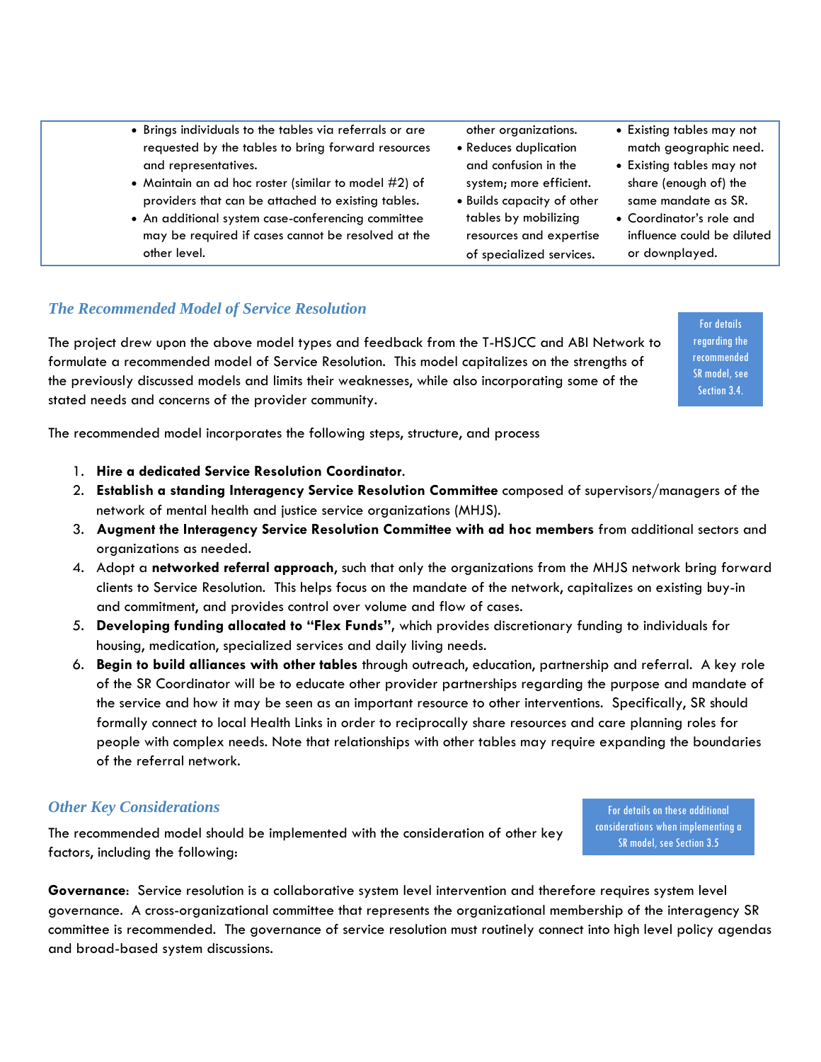| | | | |
|---|---|---|---|
| | • Brings individuals to the tables via referrals or are requested by the tables to bring forward resources and representatives.<br>• Maintain an ad hoc roster (similar to model #2) of providers that can be attached to existing tables.<br>• An additional system case-conferencing committee may be required if cases cannot be resolved at the other level. | other organizations.<br>• Reduces duplication and confusion in the system; more efficient.<br>• Builds capacity of other tables by mobilizing resources and expertise of specialized services. | • Existing tables may not match geographic need.<br>• Existing tables may not share (enough of) the same mandate as SR.<br>• Coordinator's role and influence could be diluted or downplayed. |

### *The Recommended Model of Service Resolution*

For details regarding the recommended SR model, see Section 3.4.

The project drew upon the above model types and feedback from the T-HSJCC and ABI Network to formulate a recommended model of Service Resolution. This model capitalizes on the strengths of the previously discussed models and limits their weaknesses, while also incorporating some of the stated needs and concerns of the provider community.

The recommended model incorporates the following steps, structure, and process

1. **Hire a dedicated Service Resolution Coordinator**.
2. **Establish a standing Interagency Service Resolution Committee** composed of supervisors/managers of the network of mental health and justice service organizations (MHJS).
3. **Augment the Interagency Service Resolution Committee with ad hoc members** from additional sectors and organizations as needed.
4. Adopt a **networked referral approach**, such that only the organizations from the MHJS network bring forward clients to Service Resolution. This helps focus on the mandate of the network, capitalizes on existing buy-in and commitment, and provides control over volume and flow of cases.
5. **Developing funding allocated to "Flex Funds"**, which provides discretionary funding to individuals for housing, medication, specialized services and daily living needs.
6. **Begin to build alliances with other tables** through outreach, education, partnership and referral. A key role of the SR Coordinator will be to educate other provider partnerships regarding the purpose and mandate of the service and how it may be seen as an important resource to other interventions. Specifically, SR should formally connect to local Health Links in order to reciprocally share resources and care planning roles for people with complex needs. Note that relationships with other tables may require expanding the boundaries of the referral network.

### *Other Key Considerations*

For details on these additional considerations when implementing a SR model, see Section 3.5

The recommended model should be implemented with the consideration of other key factors, including the following:

**Governance**: Service resolution is a collaborative system level intervention and therefore requires system level governance. A cross-organizational committee that represents the organizational membership of the interagency SR committee is recommended. The governance of service resolution must routinely connect into high level policy agendas and broad-based system discussions.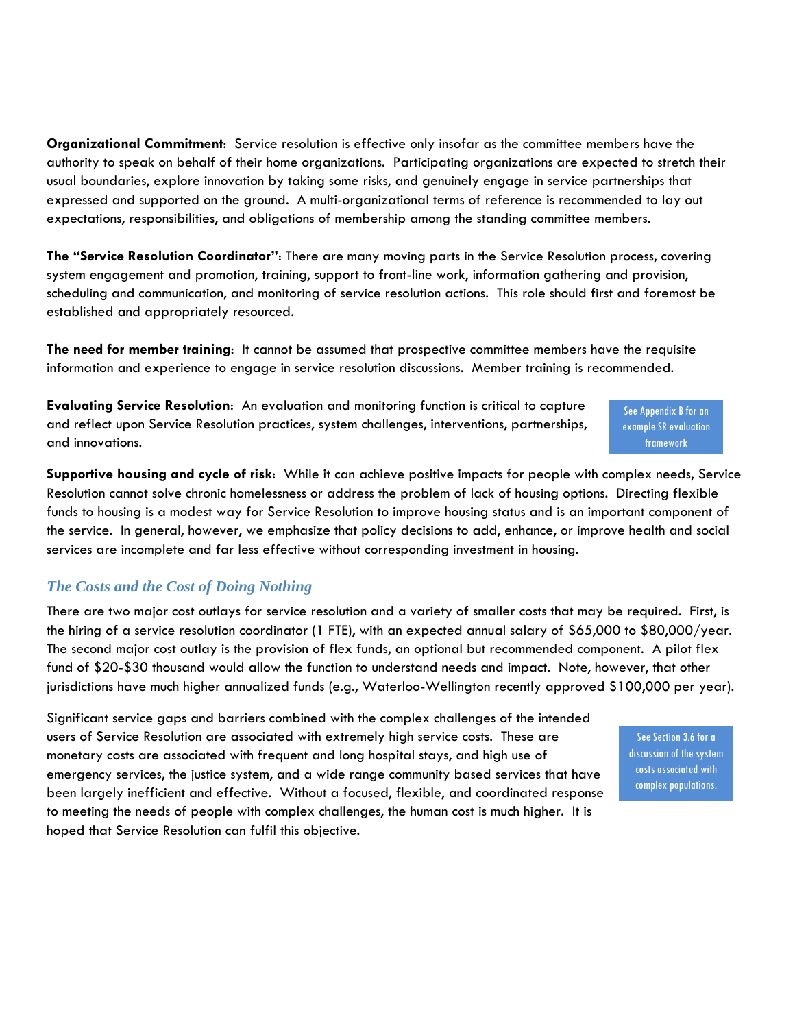**Organizational Commitment**: Service resolution is effective only insofar as the committee members have the authority to speak on behalf of their home organizations. Participating organizations are expected to stretch their usual boundaries, explore innovation by taking some risks, and genuinely engage in service partnerships that expressed and supported on the ground. A multi-organizational terms of reference is recommended to lay out expectations, responsibilities, and obligations of membership among the standing committee members.

**The "Service Resolution Coordinator"**: There are many moving parts in the Service Resolution process, covering system engagement and promotion, training, support to front-line work, information gathering and provision, scheduling and communication, and monitoring of service resolution actions. This role should first and foremost be established and appropriately resourced.

**The need for member training**: It cannot be assumed that prospective committee members have the requisite information and experience to engage in service resolution discussions. Member training is recommended.

**Evaluating Service Resolution**: An evaluation and monitoring function is critical to capture and reflect upon Service Resolution practices, system challenges, interventions, partnerships, and innovations.

See Appendix B for an example SR evaluation framework

**Supportive housing and cycle of risk**: While it can achieve positive impacts for people with complex needs, Service Resolution cannot solve chronic homelessness or address the problem of lack of housing options. Directing flexible funds to housing is a modest way for Service Resolution to improve housing status and is an important component of the service. In general, however, we emphasize that policy decisions to add, enhance, or improve health and social services are incomplete and far less effective without corresponding investment in housing.

## *The Costs and the Cost of Doing Nothing*

There are two major cost outlays for service resolution and a variety of smaller costs that may be required. First, is the hiring of a service resolution coordinator (1 FTE), with an expected annual salary of $65,000 to $80,000/year. The second major cost outlay is the provision of flex funds, an optional but recommended component. A pilot flex fund of $20-$30 thousand would allow the function to understand needs and impact. Note, however, that other jurisdictions have much higher annualized funds (e.g., Waterloo-Wellington recently approved $100,000 per year).

Significant service gaps and barriers combined with the complex challenges of the intended users of Service Resolution are associated with extremely high service costs. These are monetary costs are associated with frequent and long hospital stays, and high use of emergency services, the justice system, and a wide range community based services that have been largely inefficient and effective. Without a focused, flexible, and coordinated response to meeting the needs of people with complex challenges, the human cost is much higher. It is hoped that Service Resolution can fulfil this objective.

See Section 3.6 for a discussion of the system costs associated with complex populations.